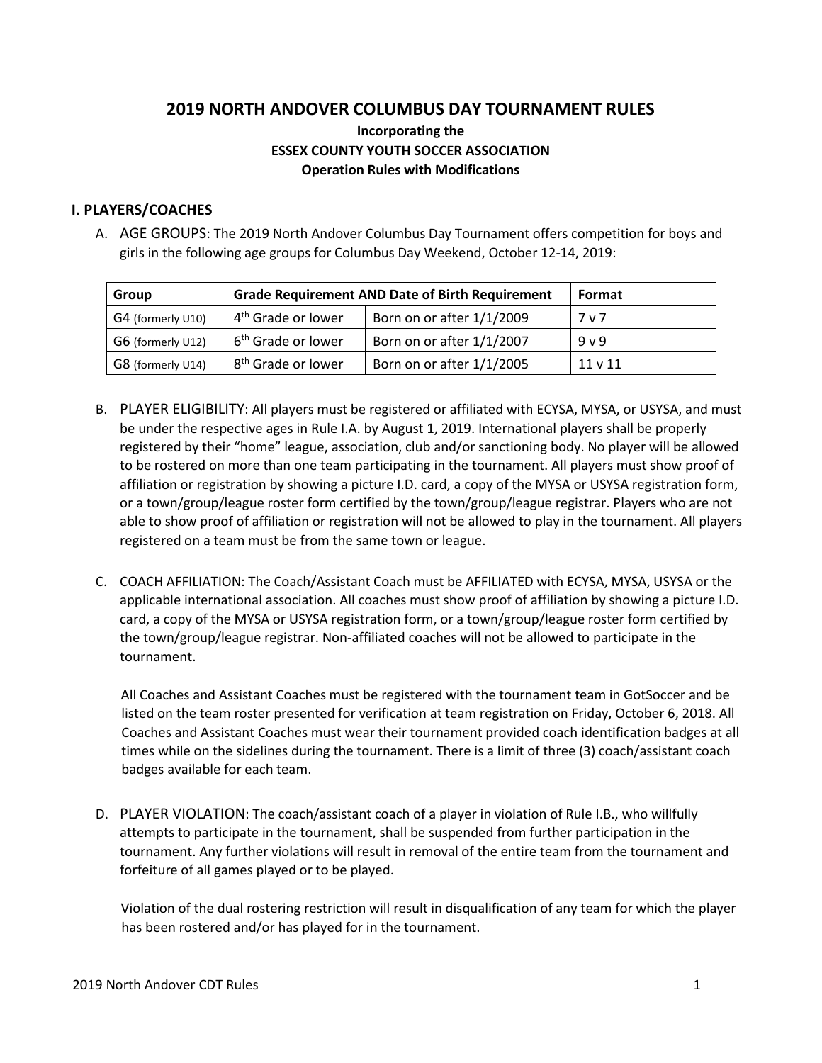# 2019 NORTH ANDOVER COLUMBUS DAY TOURNAMENT RULES

**Incorporating the**
**ESSEX COUNTY YOUTH SOCCER ASSOCIATION**
**Operation Rules with Modifications**

## I. PLAYERS/COACHES

A. AGE GROUPS: The 2019 North Andover Columbus Day Tournament offers competition for boys and girls in the following age groups for Columbus Day Weekend, October 12-14, 2019:

| Group | Grade Requirement AND Date of Birth Requirement | | Format |
|---|---|---|---|
| G4 (formerly U10) | 4th Grade or lower | Born on or after 1/1/2009 | 7 v 7 |
| G6 (formerly U12) | 6th Grade or lower | Born on or after 1/1/2007 | 9 v 9 |
| G8 (formerly U14) | 8th Grade or lower | Born on or after 1/1/2005 | 11 v 11 |

B. PLAYER ELIGIBILITY: All players must be registered or affiliated with ECYSA, MYSA, or USYSA, and must be under the respective ages in Rule I.A. by August 1, 2019. International players shall be properly registered by their "home" league, association, club and/or sanctioning body. No player will be allowed to be rostered on more than one team participating in the tournament. All players must show proof of affiliation or registration by showing a picture I.D. card, a copy of the MYSA or USYSA registration form, or a town/group/league roster form certified by the town/group/league registrar. Players who are not able to show proof of affiliation or registration will not be allowed to play in the tournament. All players registered on a team must be from the same town or league.

C. COACH AFFILIATION: The Coach/Assistant Coach must be AFFILIATED with ECYSA, MYSA, USYSA or the applicable international association. All coaches must show proof of affiliation by showing a picture I.D. card, a copy of the MYSA or USYSA registration form, or a town/group/league roster form certified by the town/group/league registrar. Non-affiliated coaches will not be allowed to participate in the tournament.

All Coaches and Assistant Coaches must be registered with the tournament team in GotSoccer and be listed on the team roster presented for verification at team registration on Friday, October 6, 2018. All Coaches and Assistant Coaches must wear their tournament provided coach identification badges at all times while on the sidelines during the tournament. There is a limit of three (3) coach/assistant coach badges available for each team.

D. PLAYER VIOLATION: The coach/assistant coach of a player in violation of Rule I.B., who willfully attempts to participate in the tournament, shall be suspended from further participation in the tournament. Any further violations will result in removal of the entire team from the tournament and forfeiture of all games played or to be played.

Violation of the dual rostering restriction will result in disqualification of any team for which the player has been rostered and/or has played for in the tournament.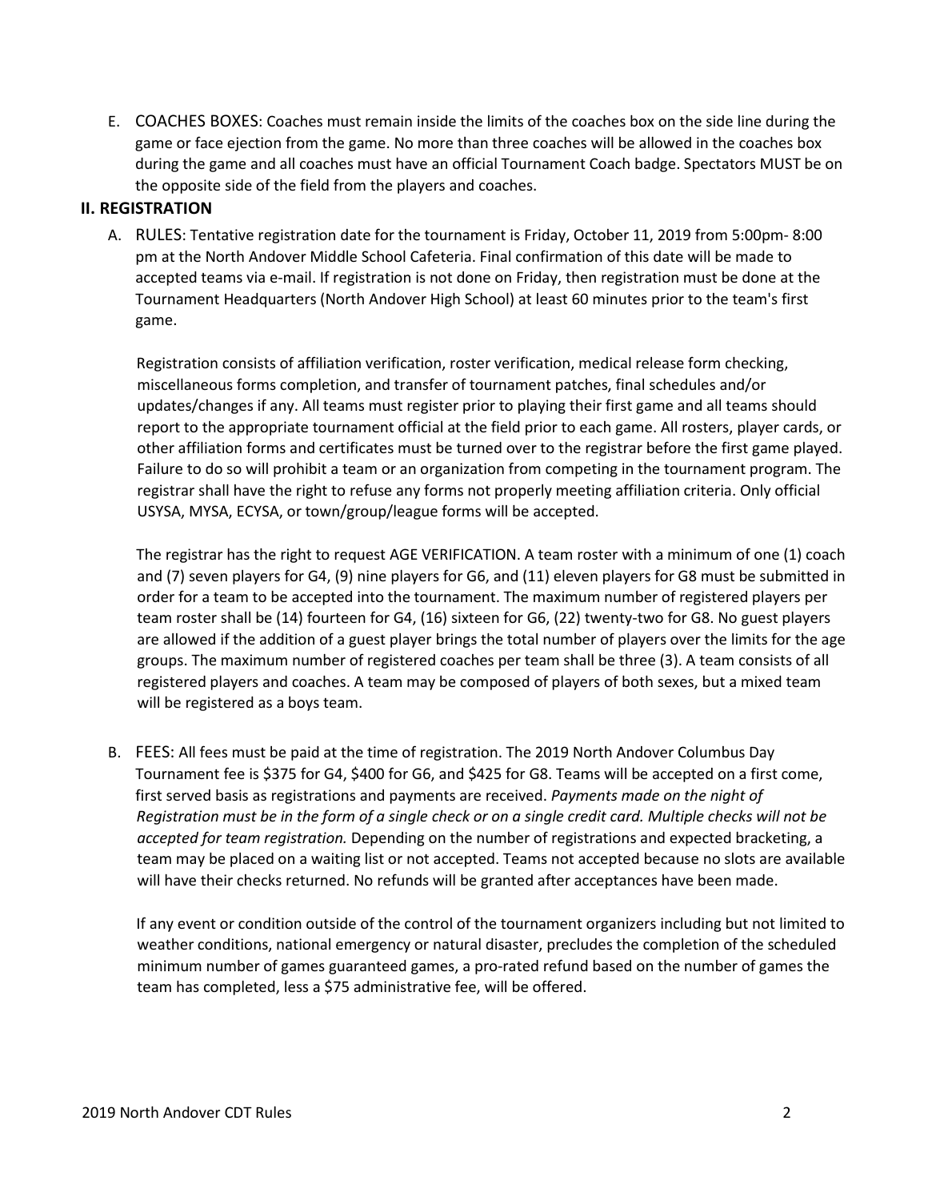E. COACHES BOXES: Coaches must remain inside the limits of the coaches box on the side line during the game or face ejection from the game. No more than three coaches will be allowed in the coaches box during the game and all coaches must have an official Tournament Coach badge. Spectators MUST be on the opposite side of the field from the players and coaches.

## II. REGISTRATION

A. RULES: Tentative registration date for the tournament is Friday, October 11, 2019 from 5:00pm- 8:00 pm at the North Andover Middle School Cafeteria. Final confirmation of this date will be made to accepted teams via e-mail. If registration is not done on Friday, then registration must be done at the Tournament Headquarters (North Andover High School) at least 60 minutes prior to the team's first game.

Registration consists of affiliation verification, roster verification, medical release form checking, miscellaneous forms completion, and transfer of tournament patches, final schedules and/or updates/changes if any. All teams must register prior to playing their first game and all teams should report to the appropriate tournament official at the field prior to each game. All rosters, player cards, or other affiliation forms and certificates must be turned over to the registrar before the first game played. Failure to do so will prohibit a team or an organization from competing in the tournament program. The registrar shall have the right to refuse any forms not properly meeting affiliation criteria. Only official USYSA, MYSA, ECYSA, or town/group/league forms will be accepted.

The registrar has the right to request AGE VERIFICATION. A team roster with a minimum of one (1) coach and (7) seven players for G4, (9) nine players for G6, and (11) eleven players for G8 must be submitted in order for a team to be accepted into the tournament. The maximum number of registered players per team roster shall be (14) fourteen for G4, (16) sixteen for G6, (22) twenty-two for G8. No guest players are allowed if the addition of a guest player brings the total number of players over the limits for the age groups. The maximum number of registered coaches per team shall be three (3). A team consists of all registered players and coaches. A team may be composed of players of both sexes, but a mixed team will be registered as a boys team.

B. FEES: All fees must be paid at the time of registration. The 2019 North Andover Columbus Day Tournament fee is $375 for G4, $400 for G6, and $425 for G8. Teams will be accepted on a first come, first served basis as registrations and payments are received. *Payments made on the night of Registration must be in the form of a single check or on a single credit card. Multiple checks will not be accepted for team registration.* Depending on the number of registrations and expected bracketing, a team may be placed on a waiting list or not accepted. Teams not accepted because no slots are available will have their checks returned. No refunds will be granted after acceptances have been made.

If any event or condition outside of the control of the tournament organizers including but not limited to weather conditions, national emergency or natural disaster, precludes the completion of the scheduled minimum number of games guaranteed games, a pro-rated refund based on the number of games the team has completed, less a $75 administrative fee, will be offered.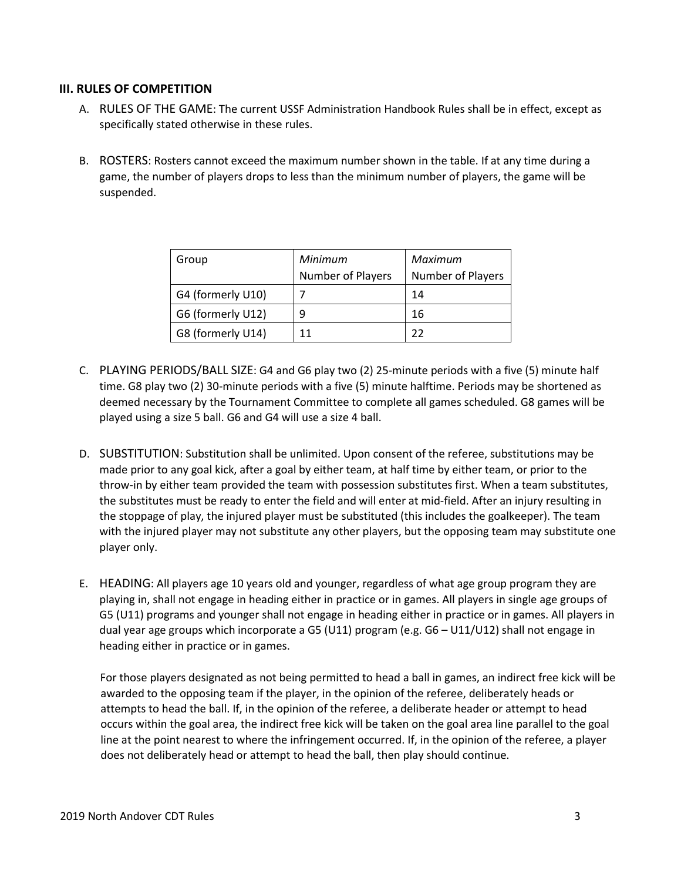### III. RULES OF COMPETITION

A. RULES OF THE GAME: The current USSF Administration Handbook Rules shall be in effect, except as specifically stated otherwise in these rules.

B. ROSTERS: Rosters cannot exceed the maximum number shown in the table. If at any time during a game, the number of players drops to less than the minimum number of players, the game will be suspended.

| Group | *Minimum* Number of Players | *Maximum* Number of Players |
| --- | --- | --- |
| G4 (formerly U10) | 7 | 14 |
| G6 (formerly U12) | 9 | 16 |
| G8 (formerly U14) | 11 | 22 |

C. PLAYING PERIODS/BALL SIZE: G4 and G6 play two (2) 25-minute periods with a five (5) minute half time. G8 play two (2) 30-minute periods with a five (5) minute halftime. Periods may be shortened as deemed necessary by the Tournament Committee to complete all games scheduled. G8 games will be played using a size 5 ball. G6 and G4 will use a size 4 ball.

D. SUBSTITUTION: Substitution shall be unlimited. Upon consent of the referee, substitutions may be made prior to any goal kick, after a goal by either team, at half time by either team, or prior to the throw-in by either team provided the team with possession substitutes first. When a team substitutes, the substitutes must be ready to enter the field and will enter at mid-field. After an injury resulting in the stoppage of play, the injured player must be substituted (this includes the goalkeeper). The team with the injured player may not substitute any other players, but the opposing team may substitute one player only.

E. HEADING: All players age 10 years old and younger, regardless of what age group program they are playing in, shall not engage in heading either in practice or in games. All players in single age groups of G5 (U11) programs and younger shall not engage in heading either in practice or in games. All players in dual year age groups which incorporate a G5 (U11) program (e.g. G6 – U11/U12) shall not engage in heading either in practice or in games.

For those players designated as not being permitted to head a ball in games, an indirect free kick will be awarded to the opposing team if the player, in the opinion of the referee, deliberately heads or attempts to head the ball. If, in the opinion of the referee, a deliberate header or attempt to head occurs within the goal area, the indirect free kick will be taken on the goal area line parallel to the goal line at the point nearest to where the infringement occurred. If, in the opinion of the referee, a player does not deliberately head or attempt to head the ball, then play should continue.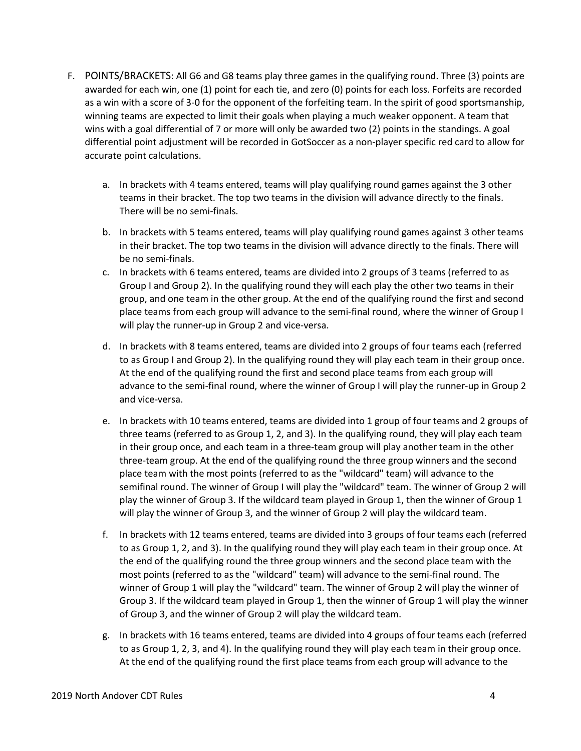F. POINTS/BRACKETS: All G6 and G8 teams play three games in the qualifying round. Three (3) points are awarded for each win, one (1) point for each tie, and zero (0) points for each loss. Forfeits are recorded as a win with a score of 3-0 for the opponent of the forfeiting team. In the spirit of good sportsmanship, winning teams are expected to limit their goals when playing a much weaker opponent. A team that wins with a goal differential of 7 or more will only be awarded two (2) points in the standings. A goal differential point adjustment will be recorded in GotSoccer as a non-player specific red card to allow for accurate point calculations.

   a. In brackets with 4 teams entered, teams will play qualifying round games against the 3 other teams in their bracket. The top two teams in the division will advance directly to the finals. There will be no semi-finals.

   b. In brackets with 5 teams entered, teams will play qualifying round games against 3 other teams in their bracket. The top two teams in the division will advance directly to the finals. There will be no semi-finals.

   c. In brackets with 6 teams entered, teams are divided into 2 groups of 3 teams (referred to as Group I and Group 2). In the qualifying round they will each play the other two teams in their group, and one team in the other group. At the end of the qualifying round the first and second place teams from each group will advance to the semi-final round, where the winner of Group I will play the runner-up in Group 2 and vice-versa.

   d. In brackets with 8 teams entered, teams are divided into 2 groups of four teams each (referred to as Group I and Group 2). In the qualifying round they will play each team in their group once. At the end of the qualifying round the first and second place teams from each group will advance to the semi-final round, where the winner of Group I will play the runner-up in Group 2 and vice-versa.

   e. In brackets with 10 teams entered, teams are divided into 1 group of four teams and 2 groups of three teams (referred to as Group 1, 2, and 3). In the qualifying round, they will play each team in their group once, and each team in a three-team group will play another team in the other three-team group. At the end of the qualifying round the three group winners and the second place team with the most points (referred to as the "wildcard" team) will advance to the semifinal round. The winner of Group I will play the "wildcard" team. The winner of Group 2 will play the winner of Group 3. If the wildcard team played in Group 1, then the winner of Group 1 will play the winner of Group 3, and the winner of Group 2 will play the wildcard team.

   f. In brackets with 12 teams entered, teams are divided into 3 groups of four teams each (referred to as Group 1, 2, and 3). In the qualifying round they will play each team in their group once. At the end of the qualifying round the three group winners and the second place team with the most points (referred to as the "wildcard" team) will advance to the semi-final round. The winner of Group 1 will play the "wildcard" team. The winner of Group 2 will play the winner of Group 3. If the wildcard team played in Group 1, then the winner of Group 1 will play the winner of Group 3, and the winner of Group 2 will play the wildcard team.

   g. In brackets with 16 teams entered, teams are divided into 4 groups of four teams each (referred to as Group 1, 2, 3, and 4). In the qualifying round they will play each team in their group once. At the end of the qualifying round the first place teams from each group will advance to the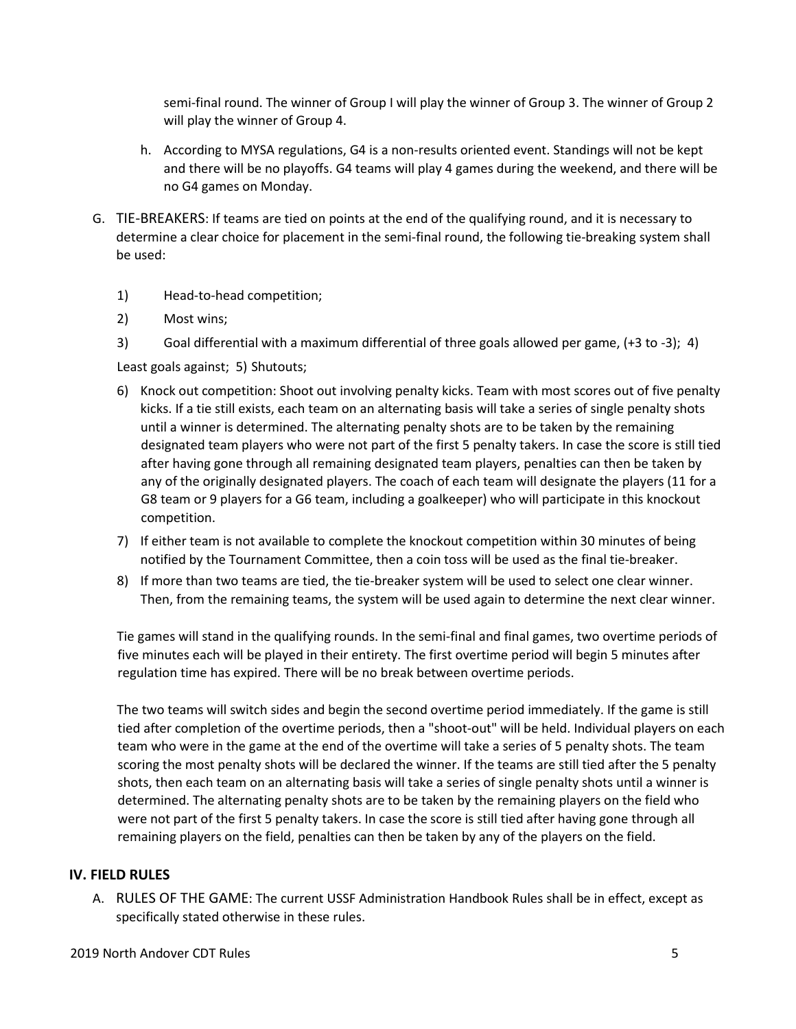semi-final round. The winner of Group I will play the winner of Group 3. The winner of Group 2 will play the winner of Group 4.

h. According to MYSA regulations, G4 is a non-results oriented event. Standings will not be kept and there will be no playoffs. G4 teams will play 4 games during the weekend, and there will be no G4 games on Monday.

G. TIE-BREAKERS: If teams are tied on points at the end of the qualifying round, and it is necessary to determine a clear choice for placement in the semi-final round, the following tie-breaking system shall be used:

1) Head-to-head competition;

2) Most wins;

3) Goal differential with a maximum differential of three goals allowed per game, (+3 to -3); 4) Least goals against; 5) Shutouts;

6) Knock out competition: Shoot out involving penalty kicks. Team with most scores out of five penalty kicks. If a tie still exists, each team on an alternating basis will take a series of single penalty shots until a winner is determined. The alternating penalty shots are to be taken by the remaining designated team players who were not part of the first 5 penalty takers. In case the score is still tied after having gone through all remaining designated team players, penalties can then be taken by any of the originally designated players. The coach of each team will designate the players (11 for a G8 team or 9 players for a G6 team, including a goalkeeper) who will participate in this knockout competition.

7) If either team is not available to complete the knockout competition within 30 minutes of being notified by the Tournament Committee, then a coin toss will be used as the final tie-breaker.

8) If more than two teams are tied, the tie-breaker system will be used to select one clear winner. Then, from the remaining teams, the system will be used again to determine the next clear winner.

Tie games will stand in the qualifying rounds. In the semi-final and final games, two overtime periods of five minutes each will be played in their entirety. The first overtime period will begin 5 minutes after regulation time has expired. There will be no break between overtime periods.

The two teams will switch sides and begin the second overtime period immediately. If the game is still tied after completion of the overtime periods, then a "shoot-out" will be held. Individual players on each team who were in the game at the end of the overtime will take a series of 5 penalty shots. The team scoring the most penalty shots will be declared the winner. If the teams are still tied after the 5 penalty shots, then each team on an alternating basis will take a series of single penalty shots until a winner is determined. The alternating penalty shots are to be taken by the remaining players on the field who were not part of the first 5 penalty takers. In case the score is still tied after having gone through all remaining players on the field, penalties can then be taken by any of the players on the field.

## IV. FIELD RULES

A. RULES OF THE GAME: The current USSF Administration Handbook Rules shall be in effect, except as specifically stated otherwise in these rules.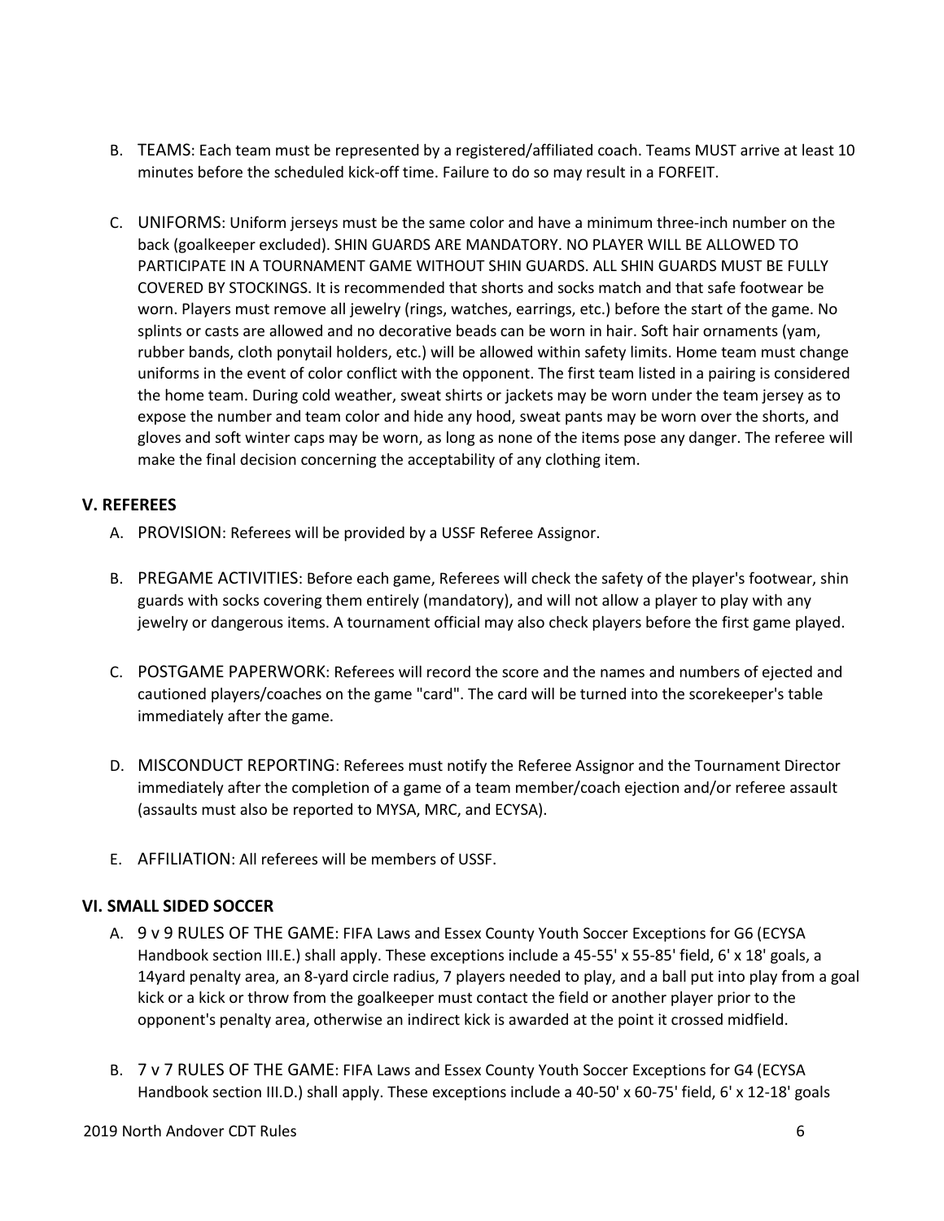B. TEAMS: Each team must be represented by a registered/affiliated coach. Teams MUST arrive at least 10 minutes before the scheduled kick-off time. Failure to do so may result in a FORFEIT.

C. UNIFORMS: Uniform jerseys must be the same color and have a minimum three-inch number on the back (goalkeeper excluded). SHIN GUARDS ARE MANDATORY. NO PLAYER WILL BE ALLOWED TO PARTICIPATE IN A TOURNAMENT GAME WITHOUT SHIN GUARDS. ALL SHIN GUARDS MUST BE FULLY COVERED BY STOCKINGS. It is recommended that shorts and socks match and that safe footwear be worn. Players must remove all jewelry (rings, watches, earrings, etc.) before the start of the game. No splints or casts are allowed and no decorative beads can be worn in hair. Soft hair ornaments (yam, rubber bands, cloth ponytail holders, etc.) will be allowed within safety limits. Home team must change uniforms in the event of color conflict with the opponent. The first team listed in a pairing is considered the home team. During cold weather, sweat shirts or jackets may be worn under the team jersey as to expose the number and team color and hide any hood, sweat pants may be worn over the shorts, and gloves and soft winter caps may be worn, as long as none of the items pose any danger. The referee will make the final decision concerning the acceptability of any clothing item.

## V. REFEREES

A. PROVISION: Referees will be provided by a USSF Referee Assignor.

B. PREGAME ACTIVITIES: Before each game, Referees will check the safety of the player's footwear, shin guards with socks covering them entirely (mandatory), and will not allow a player to play with any jewelry or dangerous items. A tournament official may also check players before the first game played.

C. POSTGAME PAPERWORK: Referees will record the score and the names and numbers of ejected and cautioned players/coaches on the game "card". The card will be turned into the scorekeeper's table immediately after the game.

D. MISCONDUCT REPORTING: Referees must notify the Referee Assignor and the Tournament Director immediately after the completion of a game of a team member/coach ejection and/or referee assault (assaults must also be reported to MYSA, MRC, and ECYSA).

E. AFFILIATION: All referees will be members of USSF.

## VI. SMALL SIDED SOCCER

A. 9 v 9 RULES OF THE GAME: FIFA Laws and Essex County Youth Soccer Exceptions for G6 (ECYSA Handbook section III.E.) shall apply. These exceptions include a 45-55' x 55-85' field, 6' x 18' goals, a 14yard penalty area, an 8-yard circle radius, 7 players needed to play, and a ball put into play from a goal kick or a kick or throw from the goalkeeper must contact the field or another player prior to the opponent's penalty area, otherwise an indirect kick is awarded at the point it crossed midfield.

B. 7 v 7 RULES OF THE GAME: FIFA Laws and Essex County Youth Soccer Exceptions for G4 (ECYSA Handbook section III.D.) shall apply. These exceptions include a 40-50' x 60-75' field, 6' x 12-18' goals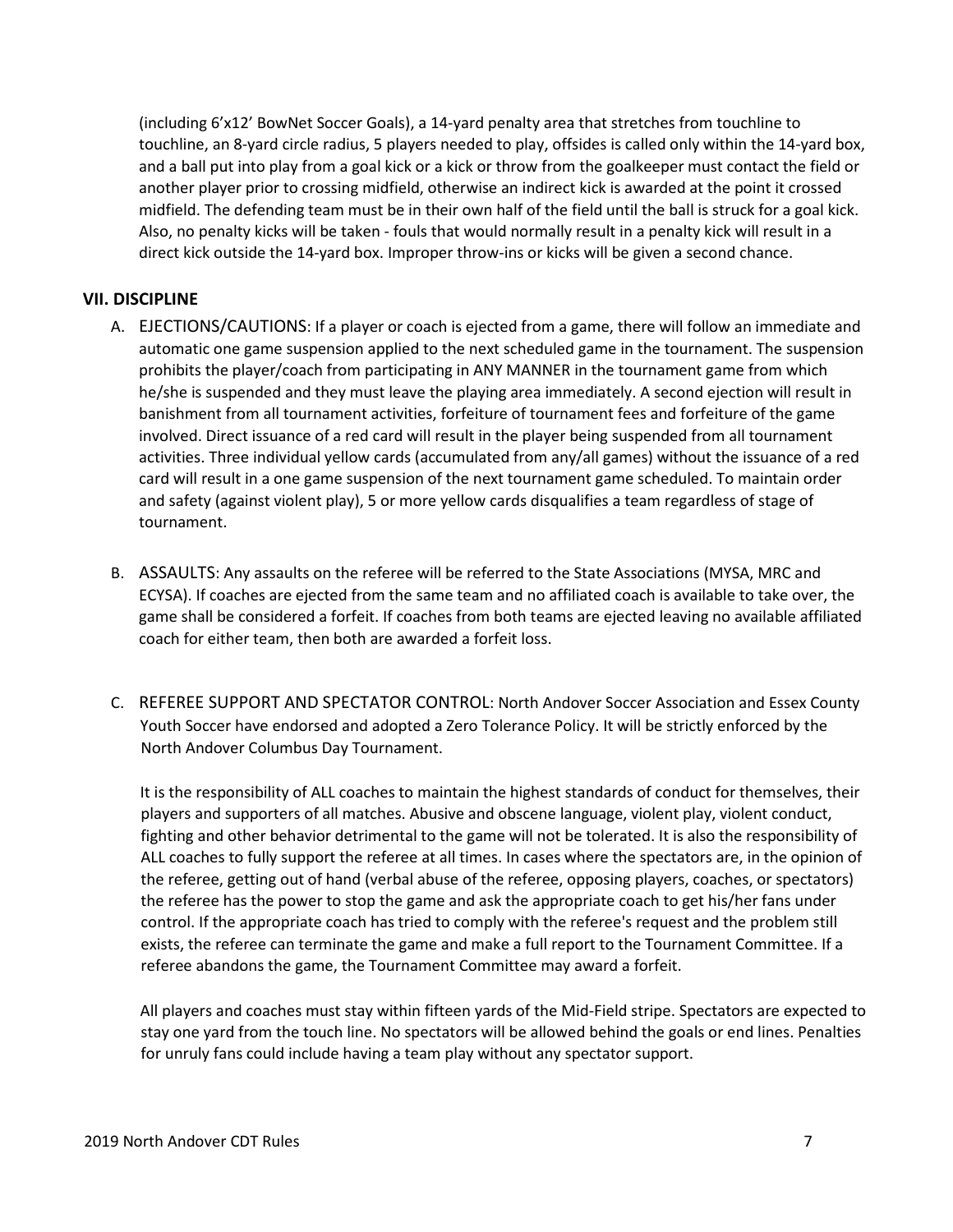(including 6'x12' BowNet Soccer Goals), a 14-yard penalty area that stretches from touchline to touchline, an 8-yard circle radius, 5 players needed to play, offsides is called only within the 14-yard box, and a ball put into play from a goal kick or a kick or throw from the goalkeeper must contact the field or another player prior to crossing midfield, otherwise an indirect kick is awarded at the point it crossed midfield. The defending team must be in their own half of the field until the ball is struck for a goal kick. Also, no penalty kicks will be taken - fouls that would normally result in a penalty kick will result in a direct kick outside the 14-yard box. Improper throw-ins or kicks will be given a second chance.

## VII. DISCIPLINE

A. EJECTIONS/CAUTIONS: If a player or coach is ejected from a game, there will follow an immediate and automatic one game suspension applied to the next scheduled game in the tournament. The suspension prohibits the player/coach from participating in ANY MANNER in the tournament game from which he/she is suspended and they must leave the playing area immediately. A second ejection will result in banishment from all tournament activities, forfeiture of tournament fees and forfeiture of the game involved. Direct issuance of a red card will result in the player being suspended from all tournament activities. Three individual yellow cards (accumulated from any/all games) without the issuance of a red card will result in a one game suspension of the next tournament game scheduled. To maintain order and safety (against violent play), 5 or more yellow cards disqualifies a team regardless of stage of tournament.

B. ASSAULTS: Any assaults on the referee will be referred to the State Associations (MYSA, MRC and ECYSA). If coaches are ejected from the same team and no affiliated coach is available to take over, the game shall be considered a forfeit. If coaches from both teams are ejected leaving no available affiliated coach for either team, then both are awarded a forfeit loss.

C. REFEREE SUPPORT AND SPECTATOR CONTROL: North Andover Soccer Association and Essex County Youth Soccer have endorsed and adopted a Zero Tolerance Policy. It will be strictly enforced by the North Andover Columbus Day Tournament.

It is the responsibility of ALL coaches to maintain the highest standards of conduct for themselves, their players and supporters of all matches. Abusive and obscene language, violent play, violent conduct, fighting and other behavior detrimental to the game will not be tolerated. It is also the responsibility of ALL coaches to fully support the referee at all times. In cases where the spectators are, in the opinion of the referee, getting out of hand (verbal abuse of the referee, opposing players, coaches, or spectators) the referee has the power to stop the game and ask the appropriate coach to get his/her fans under control. If the appropriate coach has tried to comply with the referee's request and the problem still exists, the referee can terminate the game and make a full report to the Tournament Committee. If a referee abandons the game, the Tournament Committee may award a forfeit.

All players and coaches must stay within fifteen yards of the Mid-Field stripe. Spectators are expected to stay one yard from the touch line. No spectators will be allowed behind the goals or end lines. Penalties for unruly fans could include having a team play without any spectator support.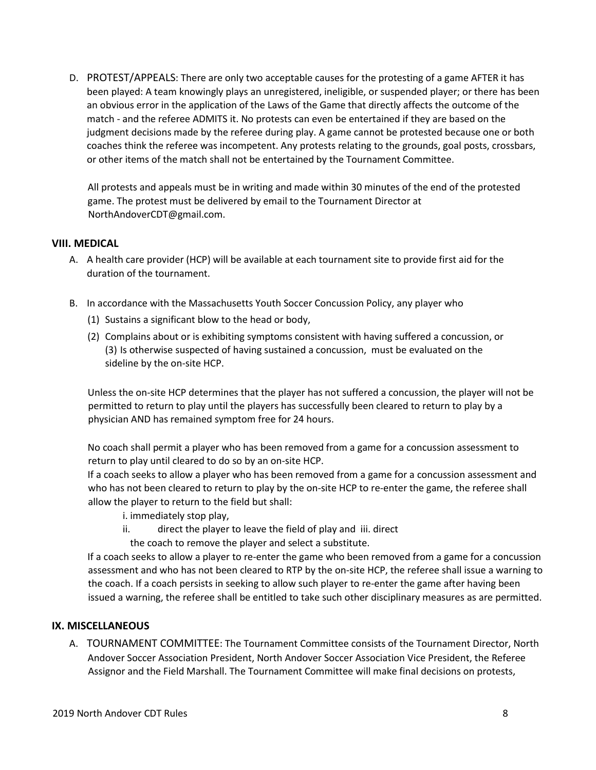D. PROTEST/APPEALS: There are only two acceptable causes for the protesting of a game AFTER it has been played: A team knowingly plays an unregistered, ineligible, or suspended player; or there has been an obvious error in the application of the Laws of the Game that directly affects the outcome of the match - and the referee ADMITS it. No protests can even be entertained if they are based on the judgment decisions made by the referee during play. A game cannot be protested because one or both coaches think the referee was incompetent. Any protests relating to the grounds, goal posts, crossbars, or other items of the match shall not be entertained by the Tournament Committee.

   All protests and appeals must be in writing and made within 30 minutes of the end of the protested game. The protest must be delivered by email to the Tournament Director at NorthAndoverCDT@gmail.com.

## VIII. MEDICAL

A. A health care provider (HCP) will be available at each tournament site to provide first aid for the duration of the tournament.

B. In accordance with the Massachusetts Youth Soccer Concussion Policy, any player who
   (1) Sustains a significant blow to the head or body,
   (2) Complains about or is exhibiting symptoms consistent with having suffered a concussion, or
   (3) Is otherwise suspected of having sustained a concussion, must be evaluated on the sideline by the on-site HCP.

   Unless the on-site HCP determines that the player has not suffered a concussion, the player will not be permitted to return to play until the players has successfully been cleared to return to play by a physician AND has remained symptom free for 24 hours.

   No coach shall permit a player who has been removed from a game for a concussion assessment to return to play until cleared to do so by an on-site HCP.
   If a coach seeks to allow a player who has been removed from a game for a concussion assessment and who has not been cleared to return to play by the on-site HCP to re-enter the game, the referee shall allow the player to return to the field but shall:
      i. immediately stop play,
      ii. direct the player to leave the field of play and
      iii. direct the coach to remove the player and select a substitute.

   If a coach seeks to allow a player to re-enter the game who been removed from a game for a concussion assessment and who has not been cleared to RTP by the on-site HCP, the referee shall issue a warning to the coach. If a coach persists in seeking to allow such player to re-enter the game after having been issued a warning, the referee shall be entitled to take such other disciplinary measures as are permitted.

## IX. MISCELLANEOUS

A. TOURNAMENT COMMITTEE: The Tournament Committee consists of the Tournament Director, North Andover Soccer Association President, North Andover Soccer Association Vice President, the Referee Assignor and the Field Marshall. The Tournament Committee will make final decisions on protests,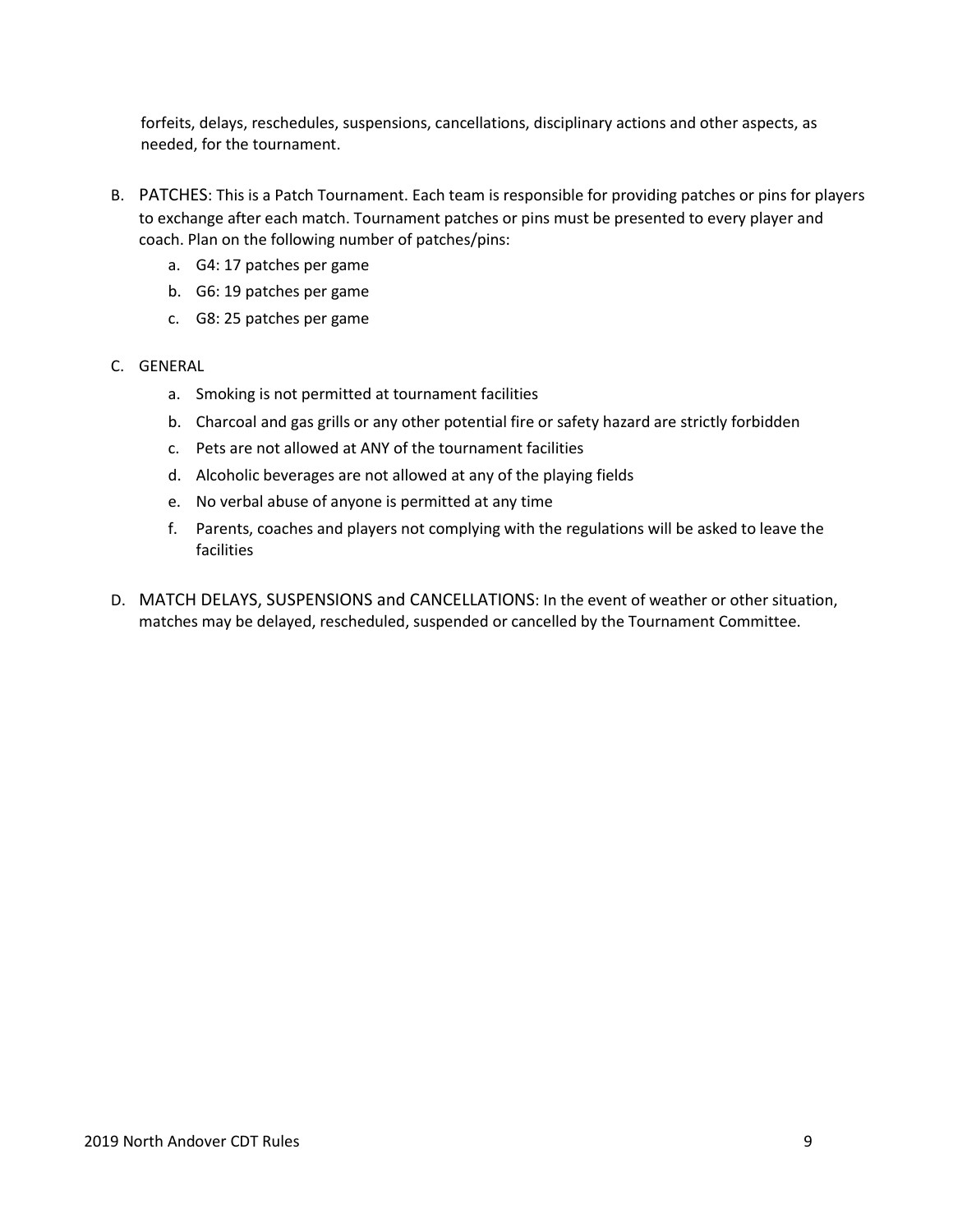forfeits, delays, reschedules, suspensions, cancellations, disciplinary actions and other aspects, as needed, for the tournament.

B. PATCHES: This is a Patch Tournament. Each team is responsible for providing patches or pins for players to exchange after each match. Tournament patches or pins must be presented to every player and coach. Plan on the following number of patches/pins:

   a. G4: 17 patches per game
   b. G6: 19 patches per game
   c. G8: 25 patches per game

C. GENERAL

   a. Smoking is not permitted at tournament facilities
   b. Charcoal and gas grills or any other potential fire or safety hazard are strictly forbidden
   c. Pets are not allowed at ANY of the tournament facilities
   d. Alcoholic beverages are not allowed at any of the playing fields
   e. No verbal abuse of anyone is permitted at any time
   f. Parents, coaches and players not complying with the regulations will be asked to leave the facilities

D. MATCH DELAYS, SUSPENSIONS and CANCELLATIONS: In the event of weather or other situation, matches may be delayed, rescheduled, suspended or cancelled by the Tournament Committee.